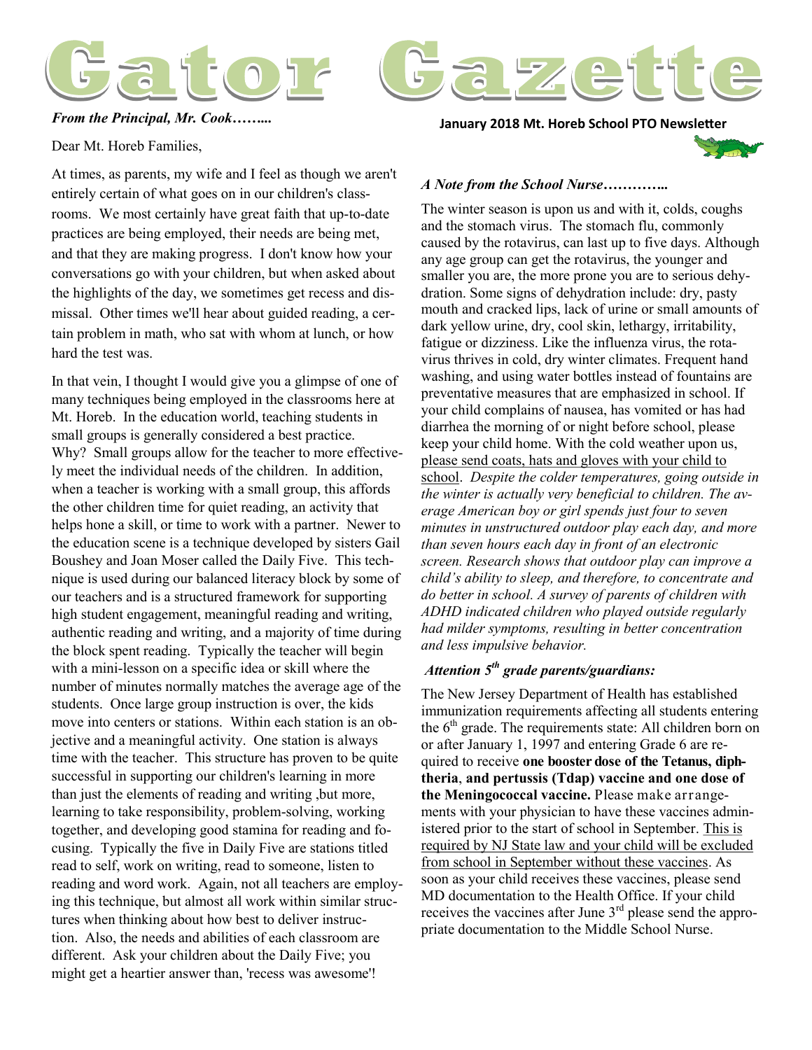# Gator Gazette

**January 2018 Mt. Horeb School PTO Newsletter**

*From the Principal, Mr. Cook……...*

Dear Mt. Horeb Families,

At times, as parents, my wife and I feel as though we aren't entirely certain of what goes on in our children's classrooms. We most certainly have great faith that up-to-date practices are being employed, their needs are being met, and that they are making progress. I don't know how your conversations go with your children, but when asked about the highlights of the day, we sometimes get recess and dismissal. Other times we'll hear about guided reading, a certain problem in math, who sat with whom at lunch, or how hard the test was.

In that vein, I thought I would give you a glimpse of one of many techniques being employed in the classrooms here at Mt. Horeb. In the education world, teaching students in small groups is generally considered a best practice. Why? Small groups allow for the teacher to more effectively meet the individual needs of the children. In addition, when a teacher is working with a small group, this affords the other children time for quiet reading, an activity that helps hone a skill, or time to work with a partner. Newer to the education scene is a technique developed by sisters Gail Boushey and Joan Moser called the Daily Five. This technique is used during our balanced literacy block by some of our teachers and is a structured framework for supporting high student engagement, meaningful reading and writing, authentic reading and writing, and a majority of time during the block spent reading. Typically the teacher will begin with a mini-lesson on a specific idea or skill where the number of minutes normally matches the average age of the students. Once large group instruction is over, the kids move into centers or stations. Within each station is an objective and a meaningful activity. One station is always time with the teacher. This structure has proven to be quite successful in supporting our children's learning in more than just the elements of reading and writing ,but more, learning to take responsibility, problem-solving, working together, and developing good stamina for reading and focusing. Typically the five in Daily Five are stations titled read to self, work on writing, read to someone, listen to reading and word work. Again, not all teachers are employing this technique, but almost all work within similar structures when thinking about how best to deliver instruction. Also, the needs and abilities of each classroom are different. Ask your children about the Daily Five; you might get a heartier answer than, 'recess was awesome'!

*A Note from the School Nurse…………..*

The winter season is upon us and with it, colds, coughs and the stomach virus. The stomach flu, commonly caused by the rotavirus, can last up to five days. Although any age group can get the rotavirus, the younger and smaller you are, the more prone you are to serious dehydration. Some signs of dehydration include: dry, pasty mouth and cracked lips, lack of urine or small amounts of dark yellow urine, dry, cool skin, lethargy, irritability, fatigue or dizziness. Like the influenza virus, the rotavirus thrives in cold, dry winter climates. Frequent hand washing, and using water bottles instead of fountains are preventative measures that are emphasized in school. If your child complains of nausea, has vomited or has had diarrhea the morning of or night before school, please keep your child home. With the cold weather upon us, please send coats, hats and gloves with your child to school. *Despite the colder temperatures, going outside in the winter is actually very beneficial to children. The average American boy or girl spends just four to seven minutes in unstructured outdoor play each day, and more than seven hours each day in front of an electronic screen. Research shows that outdoor play can improve a child's ability to sleep, and therefore, to concentrate and do better in school. A survey of parents of children with ADHD indicated children who played outside regularly had milder symptoms, resulting in better concentration and less impulsive behavior.*

***Attention 5th grade parents/guardians:***

The New Jersey Department of Health has established immunization requirements affecting all students entering the 6th grade. The requirements state: All children born on or after January 1, 1997 and entering Grade 6 are required to receive **one booster dose of the Tetanus, diphtheria**, **and pertussis (Tdap) vaccine and one dose of the Meningococcal vaccine.** Please make arrangements with your physician to have these vaccines administered prior to the start of school in September. This is required by NJ State law and your child will be excluded from school in September without these vaccines. As soon as your child receives these vaccines, please send MD documentation to the Health Office. If your child receives the vaccines after June 3rd please send the appropriate documentation to the Middle School Nurse.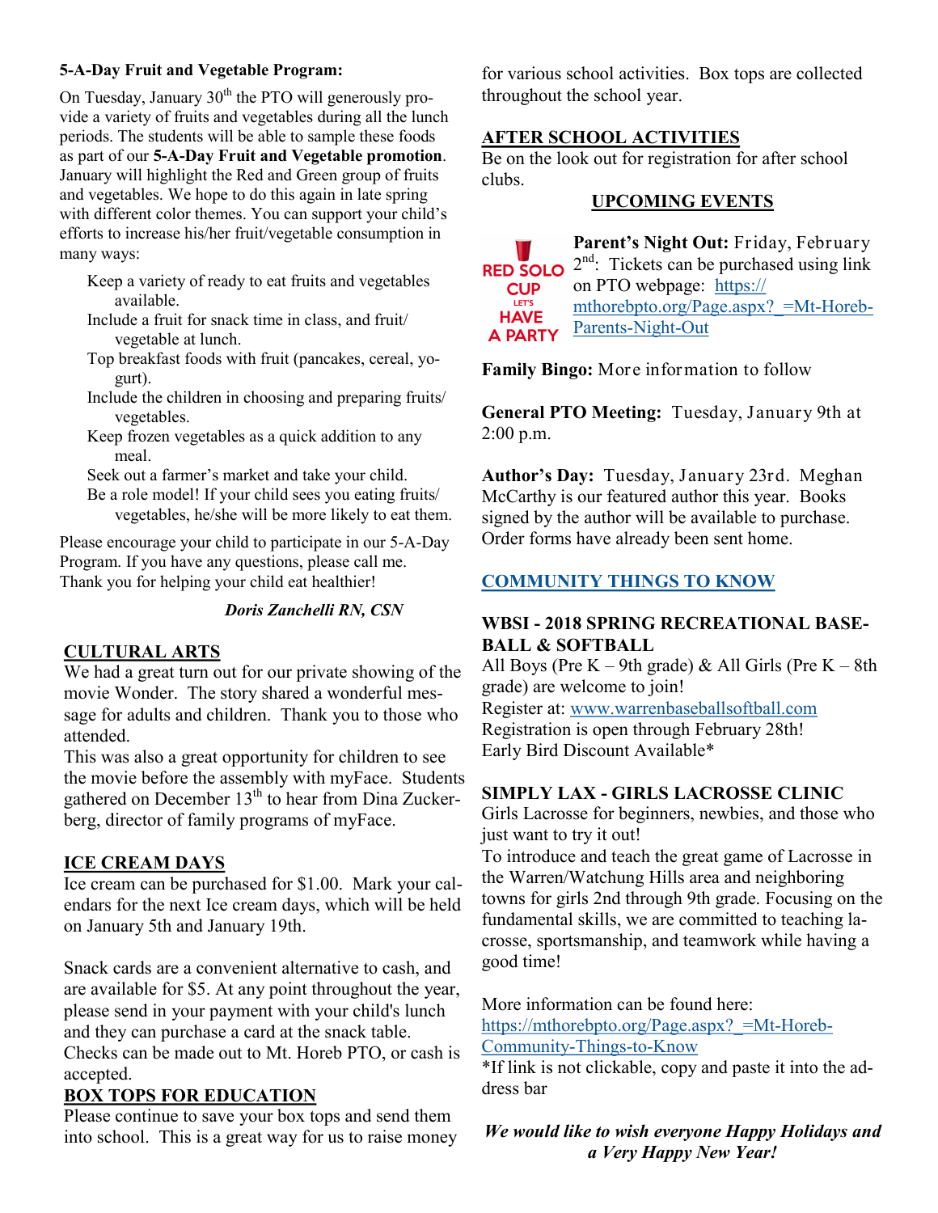**5-A-Day Fruit and Vegetable Program:**

On Tuesday, January 30th the PTO will generously provide a variety of fruits and vegetables during all the lunch periods. The students will be able to sample these foods as part of our **5-A-Day Fruit and Vegetable promotion**. January will highlight the Red and Green group of fruits and vegetables. We hope to do this again in late spring with different color themes. You can support your child's efforts to increase his/her fruit/vegetable consumption in many ways:

- Keep a variety of ready to eat fruits and vegetables available.
- Include a fruit for snack time in class, and fruit/vegetable at lunch.
- Top breakfast foods with fruit (pancakes, cereal, yogurt).
- Include the children in choosing and preparing fruits/vegetables.
- Keep frozen vegetables as a quick addition to any meal.
- Seek out a farmer's market and take your child.
- Be a role model! If your child sees you eating fruits/vegetables, he/she will be more likely to eat them.

Please encourage your child to participate in our 5-A-Day Program. If you have any questions, please call me. Thank you for helping your child eat healthier!

***Doris Zanchelli RN, CSN***

## CULTURAL ARTS

We had a great turn out for our private showing of the movie Wonder. The story shared a wonderful message for adults and children. Thank you to those who attended.

This was also a great opportunity for children to see the movie before the assembly with myFace. Students gathered on December 13th to hear from Dina Zuckerberg, director of family programs of myFace.

## ICE CREAM DAYS

Ice cream can be purchased for $1.00. Mark your calendars for the next Ice cream days, which will be held on January 5th and January 19th.

Snack cards are a convenient alternative to cash, and are available for $5. At any point throughout the year, please send in your payment with your child's lunch and they can purchase a card at the snack table. Checks can be made out to Mt. Horeb PTO, or cash is accepted.

## BOX TOPS FOR EDUCATION

Please continue to save your box tops and send them into school. This is a great way for us to raise money for various school activities. Box tops are collected throughout the school year.

## AFTER SCHOOL ACTIVITIES

Be on the look out for registration for after school clubs.

## UPCOMING EVENTS

RED SOLO CUP LET'S HAVE A PARTY

**Parent's Night Out:** Friday, February 2nd: Tickets can be purchased using link on PTO webpage: https://mthorebpto.org/Page.aspx?_=Mt-Horeb-Parents-Night-Out

**Family Bingo:** More information to follow

**General PTO Meeting:** Tuesday, January 9th at 2:00 p.m.

**Author's Day:** Tuesday, January 23rd. Meghan McCarthy is our featured author this year. Books signed by the author will be available to purchase. Order forms have already been sent home.

## COMMUNITY THINGS TO KNOW

**WBSI - 2018 SPRING RECREATIONAL BASEBALL & SOFTBALL**

All Boys (Pre K – 9th grade) & All Girls (Pre K – 8th grade) are welcome to join!
Register at: www.warrenbaseballsoftball.com
Registration is open through February 28th!
Early Bird Discount Available*

**SIMPLY LAX - GIRLS LACROSSE CLINIC**

Girls Lacrosse for beginners, newbies, and those who just want to try it out!
To introduce and teach the great game of Lacrosse in the Warren/Watchung Hills area and neighboring towns for girls 2nd through 9th grade. Focusing on the fundamental skills, we are committed to teaching lacrosse, sportsmanship, and teamwork while having a good time!

More information can be found here:
https://mthorebpto.org/Page.aspx?_=Mt-Horeb-Community-Things-to-Know
*If link is not clickable, copy and paste it into the address bar

***We would like to wish everyone Happy Holidays and a Very Happy New Year!***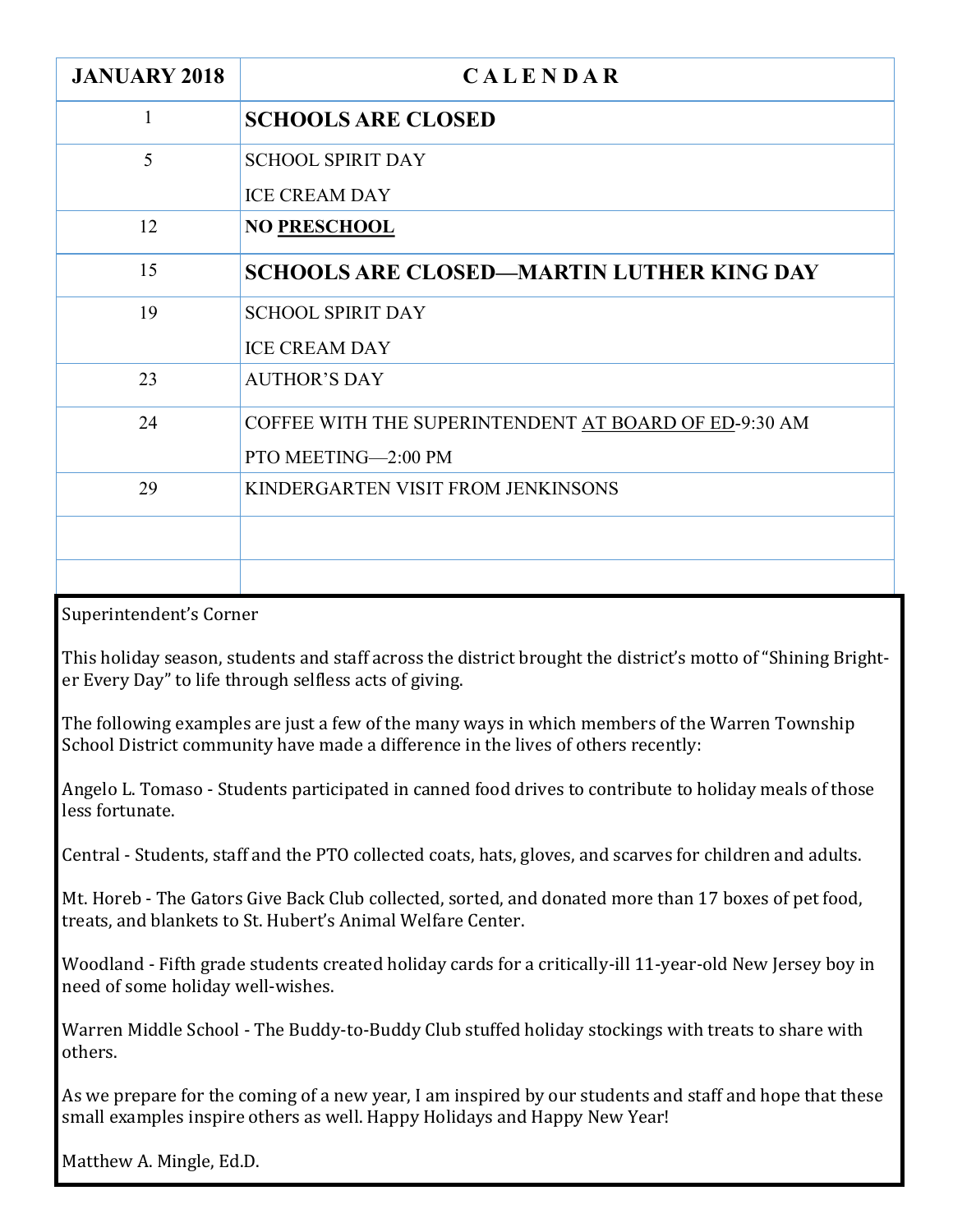| JANUARY 2018 | C A L E N D A R |
|---|---|
| 1 | **SCHOOLS ARE CLOSED** |
| 5 | SCHOOL SPIRIT DAY<br>ICE CREAM DAY |
| 12 | **NO PRESCHOOL** |
| 15 | **SCHOOLS ARE CLOSED—MARTIN LUTHER KING DAY** |
| 19 | SCHOOL SPIRIT DAY<br>ICE CREAM DAY |
| 23 | AUTHOR'S DAY |
| 24 | COFFEE WITH THE SUPERINTENDENT AT BOARD OF ED-9:30 AM<br>PTO MEETING—2:00 PM |
| 29 | KINDERGARTEN VISIT FROM JENKINSONS |
| | |
| | |

Superintendent's Corner

This holiday season, students and staff across the district brought the district's motto of "Shining Brighter Every Day" to life through selfless acts of giving.

The following examples are just a few of the many ways in which members of the Warren Township School District community have made a difference in the lives of others recently:

Angelo L. Tomaso - Students participated in canned food drives to contribute to holiday meals of those less fortunate.

Central - Students, staff and the PTO collected coats, hats, gloves, and scarves for children and adults.

Mt. Horeb - The Gators Give Back Club collected, sorted, and donated more than 17 boxes of pet food, treats, and blankets to St. Hubert's Animal Welfare Center.

Woodland - Fifth grade students created holiday cards for a critically-ill 11-year-old New Jersey boy in need of some holiday well-wishes.

Warren Middle School - The Buddy-to-Buddy Club stuffed holiday stockings with treats to share with others.

As we prepare for the coming of a new year, I am inspired by our students and staff and hope that these small examples inspire others as well. Happy Holidays and Happy New Year!

Matthew A. Mingle, Ed.D.